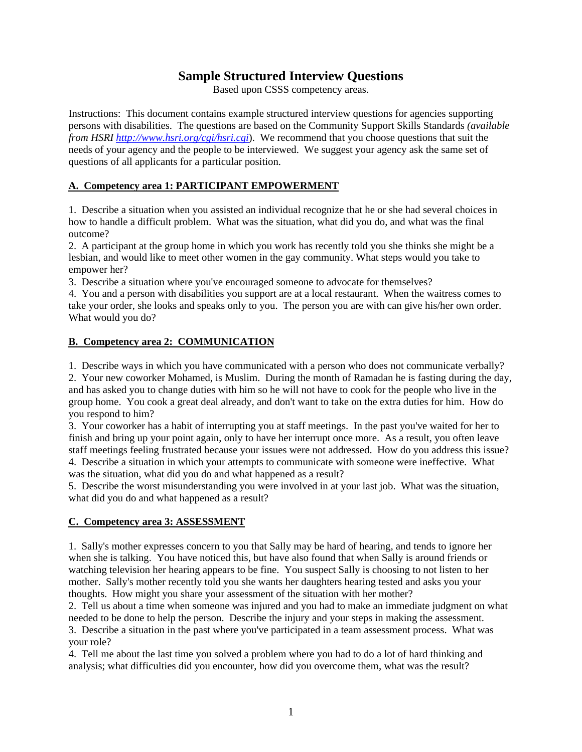# Sample Structured Interview Questions

Based upon CSSS competency areas.

Instructions: This document contains example structured interview questions for agencies supporting persons with disabilities. The questions are based on the Community Support Skills Standards *(available from HSRI [http://www.hsri.org/cgi/hsri.cgi](http://www.hsri.org/cgi/hsri.cgi)*). We recommend that you choose questions that suit the needs of your agency and the people to be interviewed. We suggest your agency ask the same set of questions of all applicants for a particular position.

## A. Competency area 1: PARTICIPANT EMPOWERMENT

1. Describe a situation when you assisted an individual recognize that he or she had several choices in how to handle a difficult problem. What was the situation, what did you do, and what was the final outcome?
2. A participant at the group home in which you work has recently told you she thinks she might be a lesbian, and would like to meet other women in the gay community. What steps would you take to empower her?
3. Describe a situation where you've encouraged someone to advocate for themselves?
4. You and a person with disabilities you support are at a local restaurant. When the waitress comes to take your order, she looks and speaks only to you. The person you are with can give his/her own order. What would you do?

## B. Competency area 2: COMMUNICATION

1. Describe ways in which you have communicated with a person who does not communicate verbally?
2. Your new coworker Mohamed, is Muslim. During the month of Ramadan he is fasting during the day, and has asked you to change duties with him so he will not have to cook for the people who live in the group home. You cook a great deal already, and don't want to take on the extra duties for him. How do you respond to him?
3. Your coworker has a habit of interrupting you at staff meetings. In the past you've waited for her to finish and bring up your point again, only to have her interrupt once more. As a result, you often leave staff meetings feeling frustrated because your issues were not addressed. How do you address this issue?
4. Describe a situation in which your attempts to communicate with someone were ineffective. What was the situation, what did you do and what happened as a result?
5. Describe the worst misunderstanding you were involved in at your last job. What was the situation, what did you do and what happened as a result?

## C. Competency area 3: ASSESSMENT

1. Sally's mother expresses concern to you that Sally may be hard of hearing, and tends to ignore her when she is talking. You have noticed this, but have also found that when Sally is around friends or watching television her hearing appears to be fine. You suspect Sally is choosing to not listen to her mother. Sally's mother recently told you she wants her daughters hearing tested and asks you your thoughts. How might you share your assessment of the situation with her mother?
2. Tell us about a time when someone was injured and you had to make an immediate judgment on what needed to be done to help the person. Describe the injury and your steps in making the assessment.
3. Describe a situation in the past where you've participated in a team assessment process. What was your role?
4. Tell me about the last time you solved a problem where you had to do a lot of hard thinking and analysis; what difficulties did you encounter, how did you overcome them, what was the result?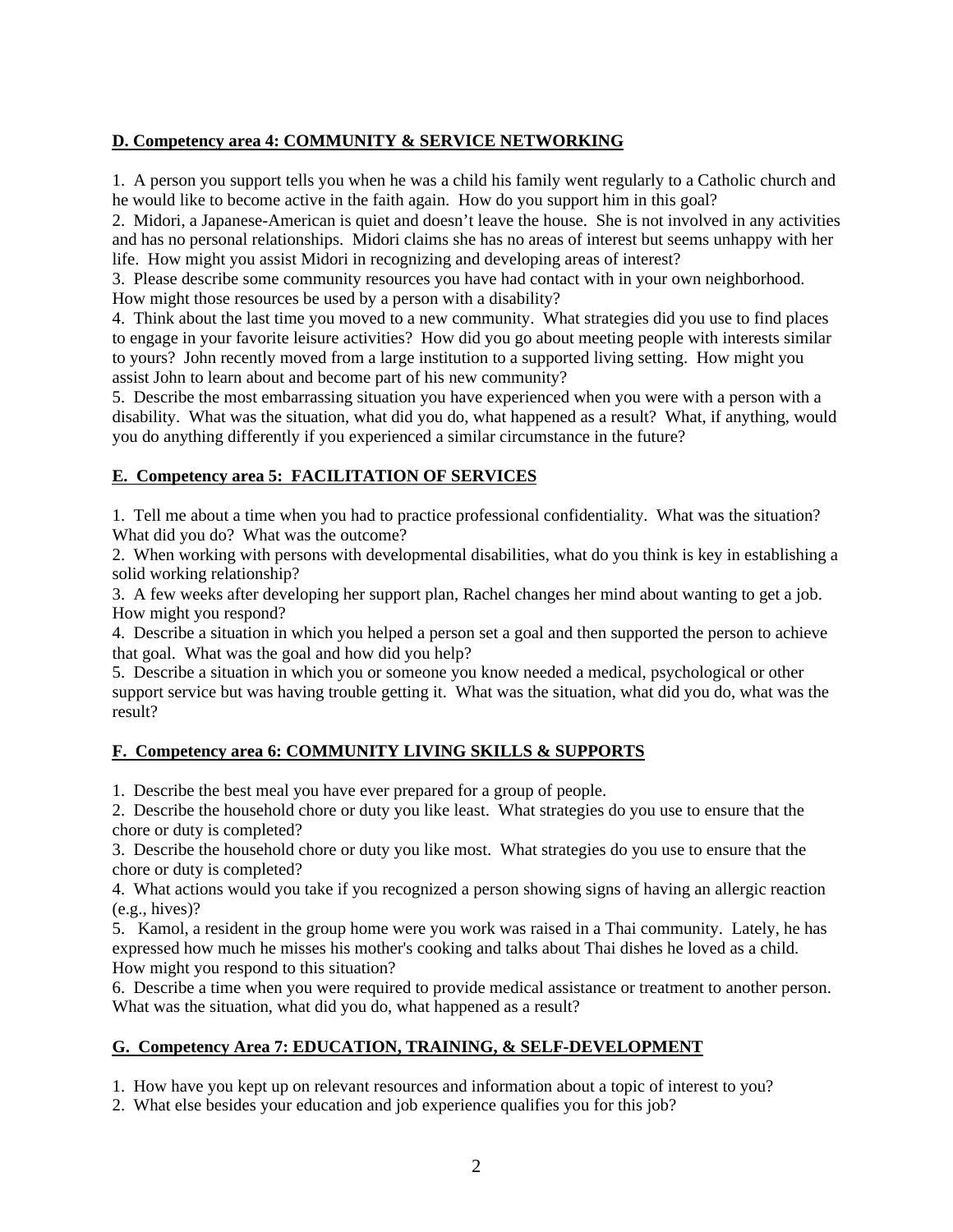## D. Competency area 4: COMMUNITY & SERVICE NETWORKING

1. A person you support tells you when he was a child his family went regularly to a Catholic church and he would like to become active in the faith again. How do you support him in this goal?
2. Midori, a Japanese-American is quiet and doesn't leave the house. She is not involved in any activities and has no personal relationships. Midori claims she has no areas of interest but seems unhappy with her life. How might you assist Midori in recognizing and developing areas of interest?
3. Please describe some community resources you have had contact with in your own neighborhood. How might those resources be used by a person with a disability?
4. Think about the last time you moved to a new community. What strategies did you use to find places to engage in your favorite leisure activities? How did you go about meeting people with interests similar to yours? John recently moved from a large institution to a supported living setting. How might you assist John to learn about and become part of his new community?
5. Describe the most embarrassing situation you have experienced when you were with a person with a disability. What was the situation, what did you do, what happened as a result? What, if anything, would you do anything differently if you experienced a similar circumstance in the future?

## E. Competency area 5: FACILITATION OF SERVICES

1. Tell me about a time when you had to practice professional confidentiality. What was the situation? What did you do? What was the outcome?
2. When working with persons with developmental disabilities, what do you think is key in establishing a solid working relationship?
3. A few weeks after developing her support plan, Rachel changes her mind about wanting to get a job. How might you respond?
4. Describe a situation in which you helped a person set a goal and then supported the person to achieve that goal. What was the goal and how did you help?
5. Describe a situation in which you or someone you know needed a medical, psychological or other support service but was having trouble getting it. What was the situation, what did you do, what was the result?

## F. Competency area 6: COMMUNITY LIVING SKILLS & SUPPORTS

1. Describe the best meal you have ever prepared for a group of people.
2. Describe the household chore or duty you like least. What strategies do you use to ensure that the chore or duty is completed?
3. Describe the household chore or duty you like most. What strategies do you use to ensure that the chore or duty is completed?
4. What actions would you take if you recognized a person showing signs of having an allergic reaction (e.g., hives)?
5. Kamol, a resident in the group home were you work was raised in a Thai community. Lately, he has expressed how much he misses his mother's cooking and talks about Thai dishes he loved as a child. How might you respond to this situation?
6. Describe a time when you were required to provide medical assistance or treatment to another person. What was the situation, what did you do, what happened as a result?

## G. Competency Area 7: EDUCATION, TRAINING, & SELF-DEVELOPMENT

1. How have you kept up on relevant resources and information about a topic of interest to you?
2. What else besides your education and job experience qualifies you for this job?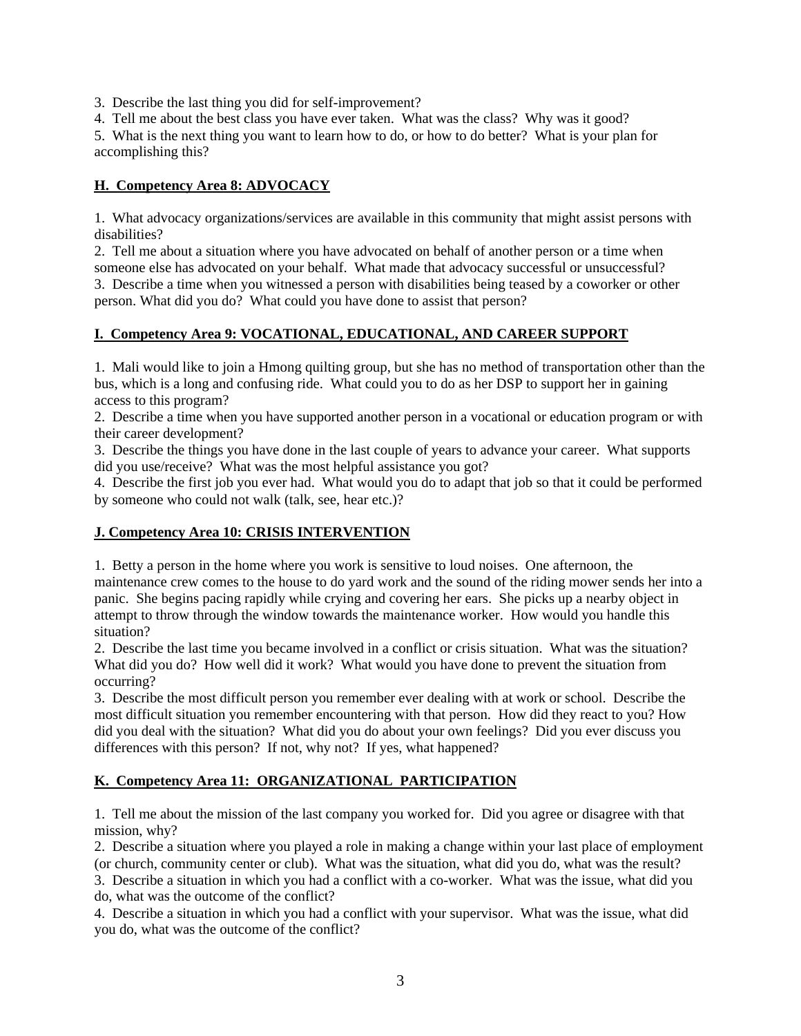3. Describe the last thing you did for self-improvement?
4. Tell me about the best class you have ever taken. What was the class? Why was it good?
5. What is the next thing you want to learn how to do, or how to do better? What is your plan for accomplishing this?

## H. Competency Area 8: ADVOCACY

1. What advocacy organizations/services are available in this community that might assist persons with disabilities?
2. Tell me about a situation where you have advocated on behalf of another person or a time when someone else has advocated on your behalf. What made that advocacy successful or unsuccessful?
3. Describe a time when you witnessed a person with disabilities being teased by a coworker or other person. What did you do? What could you have done to assist that person?

## I. Competency Area 9: VOCATIONAL, EDUCATIONAL, AND CAREER SUPPORT

1. Mali would like to join a Hmong quilting group, but she has no method of transportation other than the bus, which is a long and confusing ride. What could you to do as her DSP to support her in gaining access to this program?
2. Describe a time when you have supported another person in a vocational or education program or with their career development?
3. Describe the things you have done in the last couple of years to advance your career. What supports did you use/receive? What was the most helpful assistance you got?
4. Describe the first job you ever had. What would you do to adapt that job so that it could be performed by someone who could not walk (talk, see, hear etc.)?

## J. Competency Area 10: CRISIS INTERVENTION

1. Betty a person in the home where you work is sensitive to loud noises. One afternoon, the maintenance crew comes to the house to do yard work and the sound of the riding mower sends her into a panic. She begins pacing rapidly while crying and covering her ears. She picks up a nearby object in attempt to throw through the window towards the maintenance worker. How would you handle this situation?
2. Describe the last time you became involved in a conflict or crisis situation. What was the situation? What did you do? How well did it work? What would you have done to prevent the situation from occurring?
3. Describe the most difficult person you remember ever dealing with at work or school. Describe the most difficult situation you remember encountering with that person. How did they react to you? How did you deal with the situation? What did you do about your own feelings? Did you ever discuss you differences with this person? If not, why not? If yes, what happened?

## K. Competency Area 11: ORGANIZATIONAL PARTICIPATION

1. Tell me about the mission of the last company you worked for. Did you agree or disagree with that mission, why?
2. Describe a situation where you played a role in making a change within your last place of employment (or church, community center or club). What was the situation, what did you do, what was the result?
3. Describe a situation in which you had a conflict with a co-worker. What was the issue, what did you do, what was the outcome of the conflict?
4. Describe a situation in which you had a conflict with your supervisor. What was the issue, what did you do, what was the outcome of the conflict?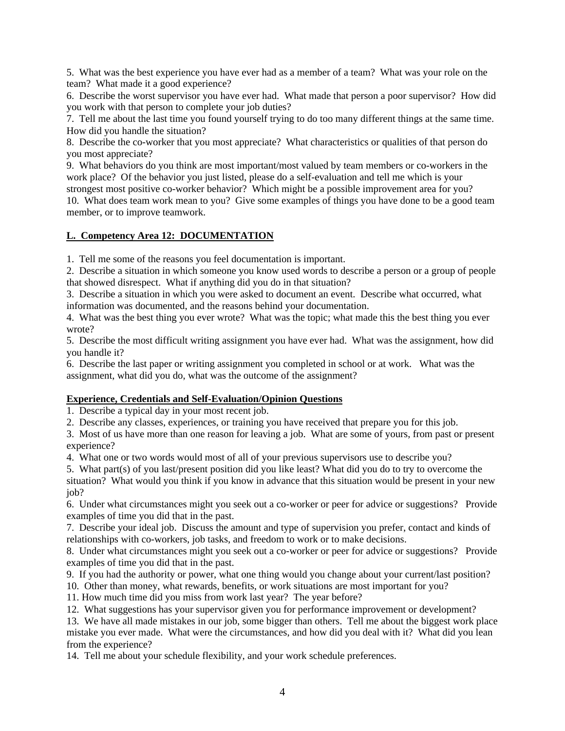5. What was the best experience you have ever had as a member of a team? What was your role on the team? What made it a good experience?
6. Describe the worst supervisor you have ever had. What made that person a poor supervisor? How did you work with that person to complete your job duties?
7. Tell me about the last time you found yourself trying to do too many different things at the same time. How did you handle the situation?
8. Describe the co-worker that you most appreciate? What characteristics or qualities of that person do you most appreciate?
9. What behaviors do you think are most important/most valued by team members or co-workers in the work place? Of the behavior you just listed, please do a self-evaluation and tell me which is your strongest most positive co-worker behavior? Which might be a possible improvement area for you?
10. What does team work mean to you? Give some examples of things you have done to be a good team member, or to improve teamwork.

## L. Competency Area 12: DOCUMENTATION

1. Tell me some of the reasons you feel documentation is important.
2. Describe a situation in which someone you know used words to describe a person or a group of people that showed disrespect. What if anything did you do in that situation?
3. Describe a situation in which you were asked to document an event. Describe what occurred, what information was documented, and the reasons behind your documentation.
4. What was the best thing you ever wrote? What was the topic; what made this the best thing you ever wrote?
5. Describe the most difficult writing assignment you have ever had. What was the assignment, how did you handle it?
6. Describe the last paper or writing assignment you completed in school or at work. What was the assignment, what did you do, what was the outcome of the assignment?

## Experience, Credentials and Self-Evaluation/Opinion Questions

1. Describe a typical day in your most recent job.
2. Describe any classes, experiences, or training you have received that prepare you for this job.
3. Most of us have more than one reason for leaving a job. What are some of yours, from past or present experience?
4. What one or two words would most of all of your previous supervisors use to describe you?
5. What part(s) of you last/present position did you like least? What did you do to try to overcome the situation? What would you think if you know in advance that this situation would be present in your new job?
6. Under what circumstances might you seek out a co-worker or peer for advice or suggestions? Provide examples of time you did that in the past.
7. Describe your ideal job. Discuss the amount and type of supervision you prefer, contact and kinds of relationships with co-workers, job tasks, and freedom to work or to make decisions.
8. Under what circumstances might you seek out a co-worker or peer for advice or suggestions? Provide examples of time you did that in the past.
9. If you had the authority or power, what one thing would you change about your current/last position?
10. Other than money, what rewards, benefits, or work situations are most important for you?
11. How much time did you miss from work last year? The year before?
12. What suggestions has your supervisor given you for performance improvement or development?
13. We have all made mistakes in our job, some bigger than others. Tell me about the biggest work place mistake you ever made. What were the circumstances, and how did you deal with it? What did you lean from the experience?
14. Tell me about your schedule flexibility, and your work schedule preferences.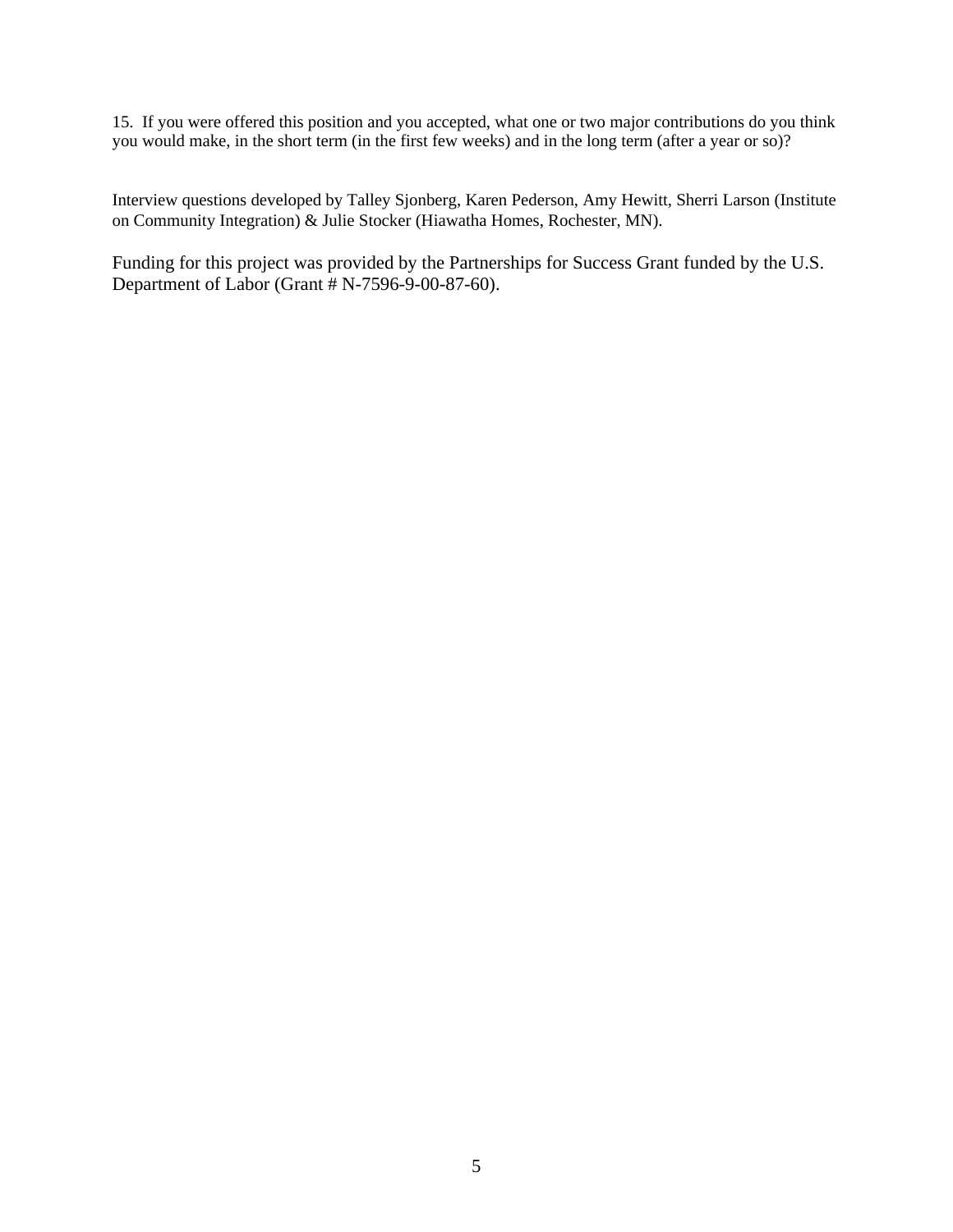15. If you were offered this position and you accepted, what one or two major contributions do you think you would make, in the short term (in the first few weeks) and in the long term (after a year or so)?

Interview questions developed by Talley Sjonberg, Karen Pederson, Amy Hewitt, Sherri Larson (Institute on Community Integration) & Julie Stocker (Hiawatha Homes, Rochester, MN).

Funding for this project was provided by the Partnerships for Success Grant funded by the U.S. Department of Labor (Grant # N-7596-9-00-87-60).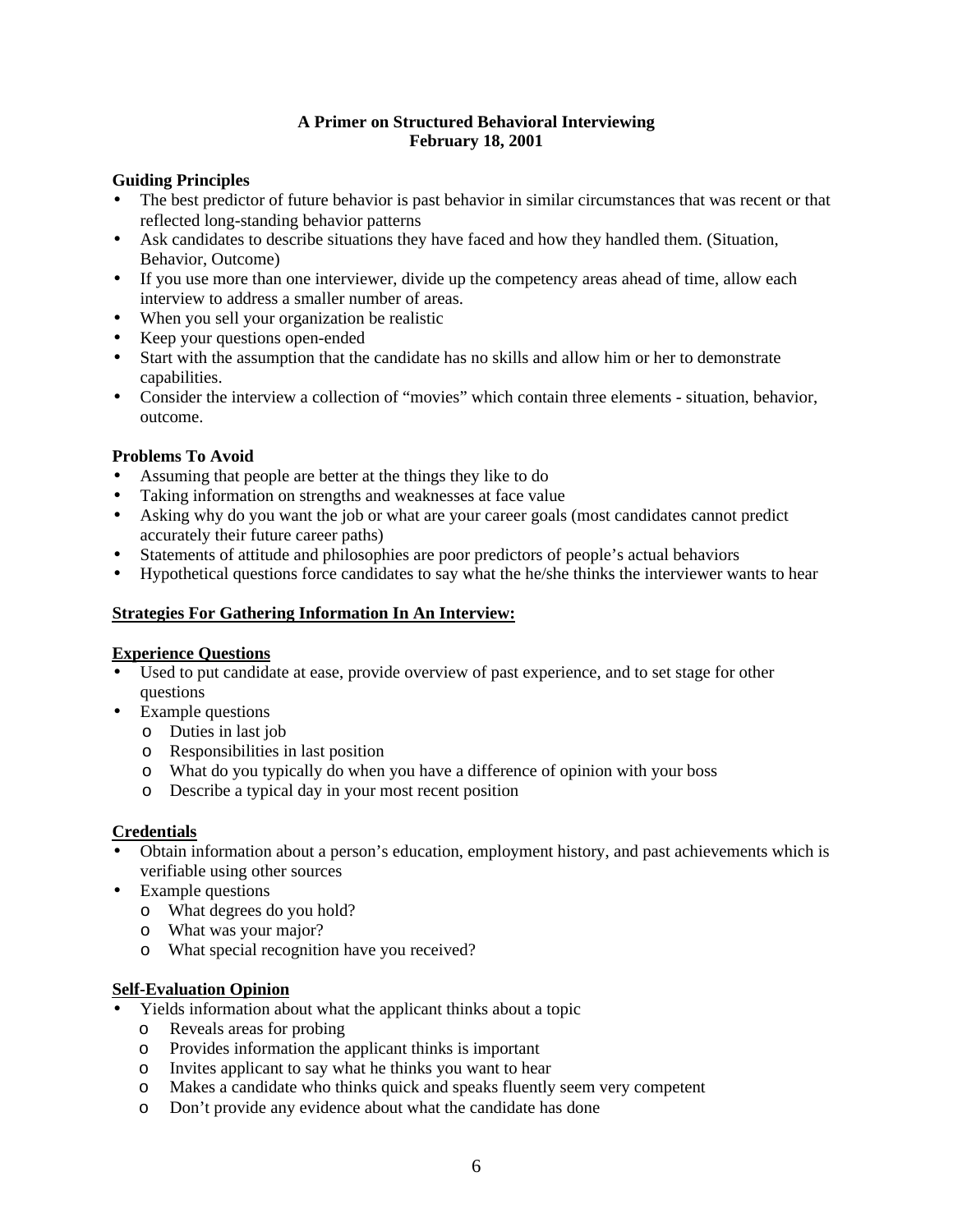**A Primer on Structured Behavioral Interviewing**
**February 18, 2001**

**Guiding Principles**

- The best predictor of future behavior is past behavior in similar circumstances that was recent or that reflected long-standing behavior patterns
- Ask candidates to describe situations they have faced and how they handled them. (Situation, Behavior, Outcome)
- If you use more than one interviewer, divide up the competency areas ahead of time, allow each interview to address a smaller number of areas.
- When you sell your organization be realistic
- Keep your questions open-ended
- Start with the assumption that the candidate has no skills and allow him or her to demonstrate capabilities.
- Consider the interview a collection of "movies" which contain three elements - situation, behavior, outcome.

**Problems To Avoid**

- Assuming that people are better at the things they like to do
- Taking information on strengths and weaknesses at face value
- Asking why do you want the job or what are your career goals (most candidates cannot predict accurately their future career paths)
- Statements of attitude and philosophies are poor predictors of people's actual behaviors
- Hypothetical questions force candidates to say what the he/she thinks the interviewer wants to hear

**<u>Strategies For Gathering Information In An Interview:</u>**

**<u>Experience Questions</u>**

- Used to put candidate at ease, provide overview of past experience, and to set stage for other questions
- Example questions
    - Duties in last job
    - Responsibilities in last position
    - What do you typically do when you have a difference of opinion with your boss
    - Describe a typical day in your most recent position

**<u>Credentials</u>**

- Obtain information about a person's education, employment history, and past achievements which is verifiable using other sources
- Example questions
    - What degrees do you hold?
    - What was your major?
    - What special recognition have you received?

**<u>Self-Evaluation Opinion</u>**

- Yields information about what the applicant thinks about a topic
    - Reveals areas for probing
    - Provides information the applicant thinks is important
    - Invites applicant to say what he thinks you want to hear
    - Makes a candidate who thinks quick and speaks fluently seem very competent
    - Don't provide any evidence about what the candidate has done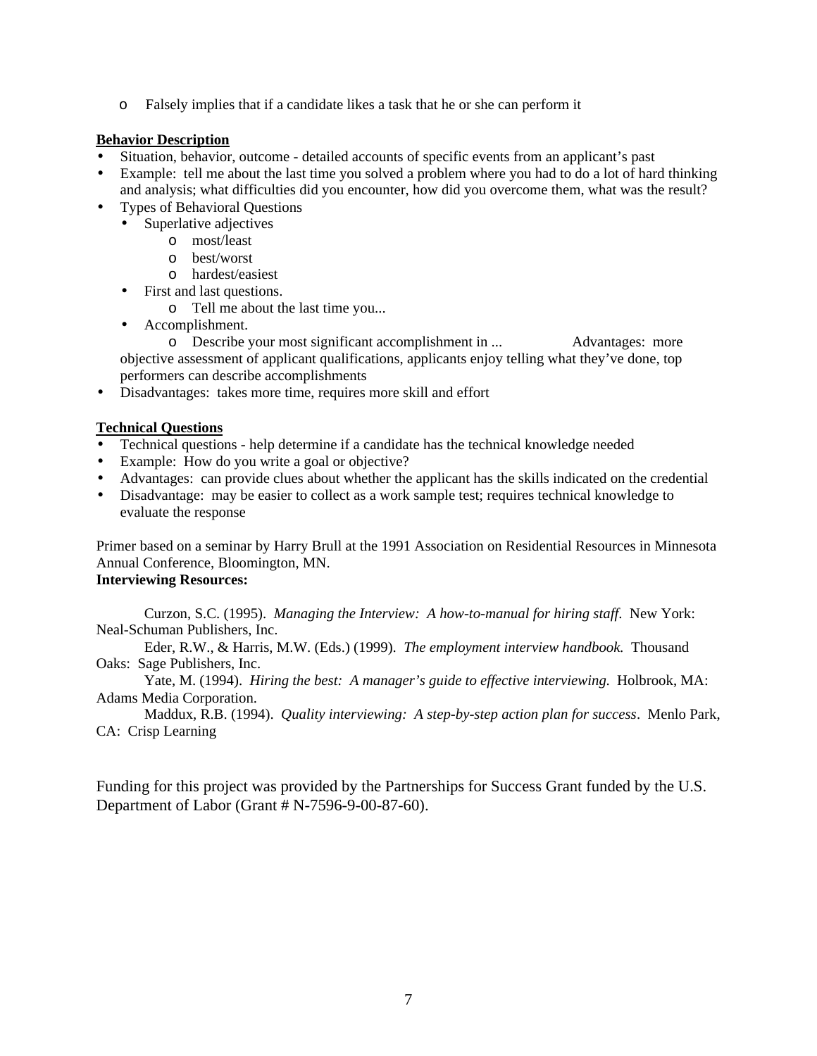- Falsely implies that if a candidate likes a task that he or she can perform it

**Behavior Description**

- Situation, behavior, outcome - detailed accounts of specific events from an applicant's past
- Example: tell me about the last time you solved a problem where you had to do a lot of hard thinking and analysis; what difficulties did you encounter, how did you overcome them, what was the result?
- Types of Behavioral Questions
  - Superlative adjectives
    - most/least
    - best/worst
    - hardest/easiest
  - First and last questions.
    - Tell me about the last time you...
  - Accomplishment.
    - Describe your most significant accomplishment in ... Advantages: more objective assessment of applicant qualifications, applicants enjoy telling what they've done, top performers can describe accomplishments
- Disadvantages: takes more time, requires more skill and effort

**Technical Questions**

- Technical questions - help determine if a candidate has the technical knowledge needed
- Example: How do you write a goal or objective?
- Advantages: can provide clues about whether the applicant has the skills indicated on the credential
- Disadvantage: may be easier to collect as a work sample test; requires technical knowledge to evaluate the response

Primer based on a seminar by Harry Brull at the 1991 Association on Residential Resources in Minnesota Annual Conference, Bloomington, MN.

**Interviewing Resources:**

Curzon, S.C. (1995). *Managing the Interview: A how-to-manual for hiring staff*. New York: Neal-Schuman Publishers, Inc.

Eder, R.W., & Harris, M.W. (Eds.) (1999). *The employment interview handbook.* Thousand Oaks: Sage Publishers, Inc.

Yate, M. (1994). *Hiring the best: A manager's guide to effective interviewing.* Holbrook, MA: Adams Media Corporation.

Maddux, R.B. (1994). *Quality interviewing: A step-by-step action plan for success*. Menlo Park, CA: Crisp Learning

Funding for this project was provided by the Partnerships for Success Grant funded by the U.S. Department of Labor (Grant # N-7596-9-00-87-60).